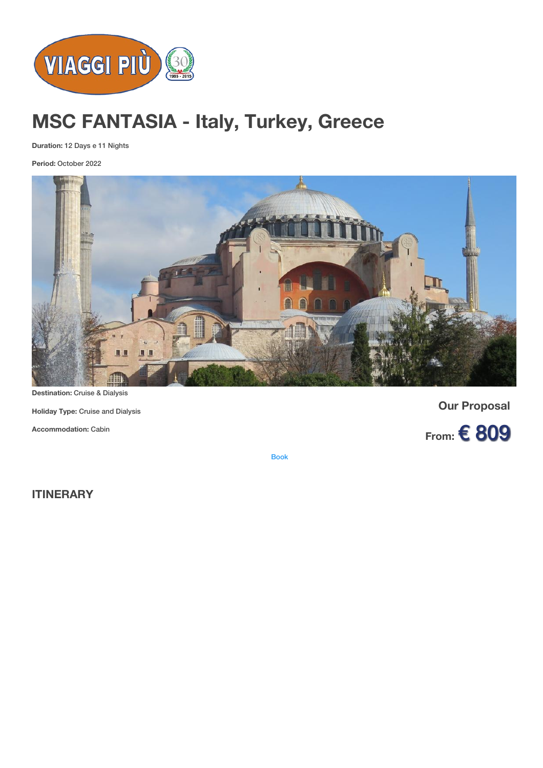# MSC FANTASIA - Italy, Turkey, Greece

**Duration:** 12 Days e 11 Nights

**Period:** October 2022

**Destination:** Cruise & Dialysis

**Holiday Type:** Cruise and Dialysis

**Accommodation:** Cabin

**Our Proposal**

**From: € 809**

Book

## ITINERARY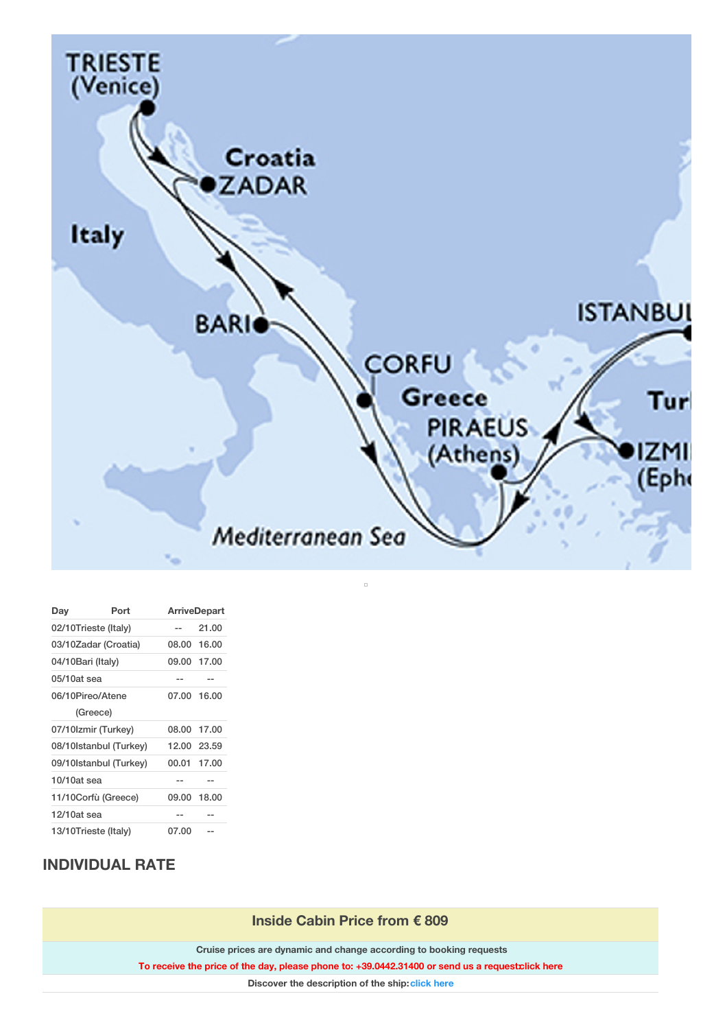| Day | Port | Arrive | Depart |
| --- | --- | --- | --- |
| 02/10 | Trieste (Italy) | -- | 21.00 |
| 03/10 | Zadar (Croatia) | 08.00 | 16.00 |
| 04/10 | Bari (Italy) | 09.00 | 17.00 |
| 05/10 | at sea | -- | -- |
| 06/10 | Pireo/Atene (Greece) | 07.00 | 16.00 |
| 07/10 | Izmir (Turkey) | 08.00 | 17.00 |
| 08/10 | Istanbul (Turkey) | 12.00 | 23.59 |
| 09/10 | Istanbul (Turkey) | 00.01 | 17.00 |
| 10/10 | at sea | -- | -- |
| 11/10 | Corfù (Greece) | 09.00 | 18.00 |
| 12/10 | at sea | -- | -- |
| 13/10 | Trieste (Italy) | 07.00 | -- |

## INDIVIDUAL RATE

**Inside Cabin Price from € 809**

**Cruise prices are dynamic and change according to booking requests**

**To receive the price of the day, please phone to: +39.0442.31400 or send us a request: click here**

**Discover the description of the ship: click here**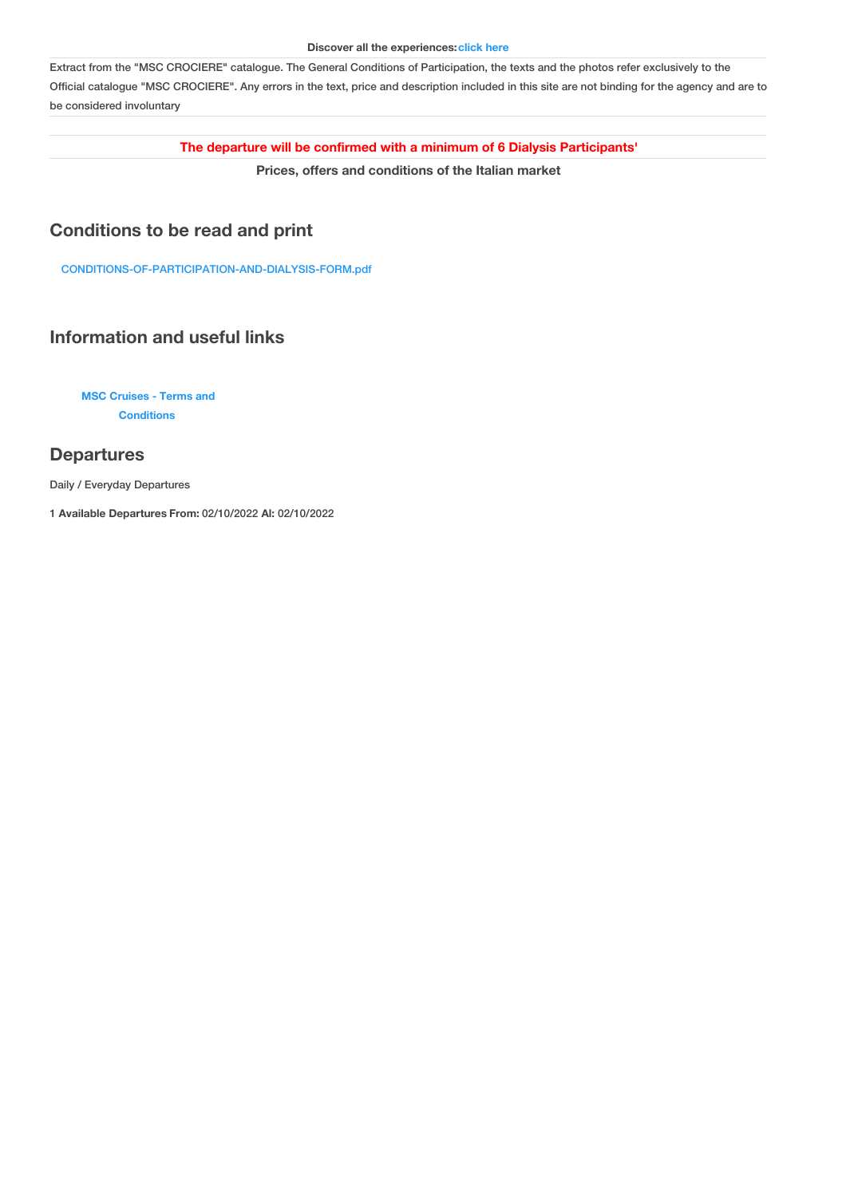**Discover all the experiences:** click here

Extract from the "MSC CROCIERE" catalogue. The General Conditions of Participation, the texts and the photos refer exclusively to the Official catalogue "MSC CROCIERE". Any errors in the text, price and description included in this site are not binding for the agency and are to be considered involuntary

**The departure will be confirmed with a minimum of 6 Dialysis Participants'**

**Prices, offers and conditions of the Italian market**

## Conditions to be read and print

CONDITIONS-OF-PARTICIPATION-AND-DIALYSIS-FORM.pdf

## Information and useful links

**MSC Cruises - Terms and Conditions**

## Departures

Daily / Everyday Departures

**1 Available Departures From:** 02/10/2022 **Al:** 02/10/2022